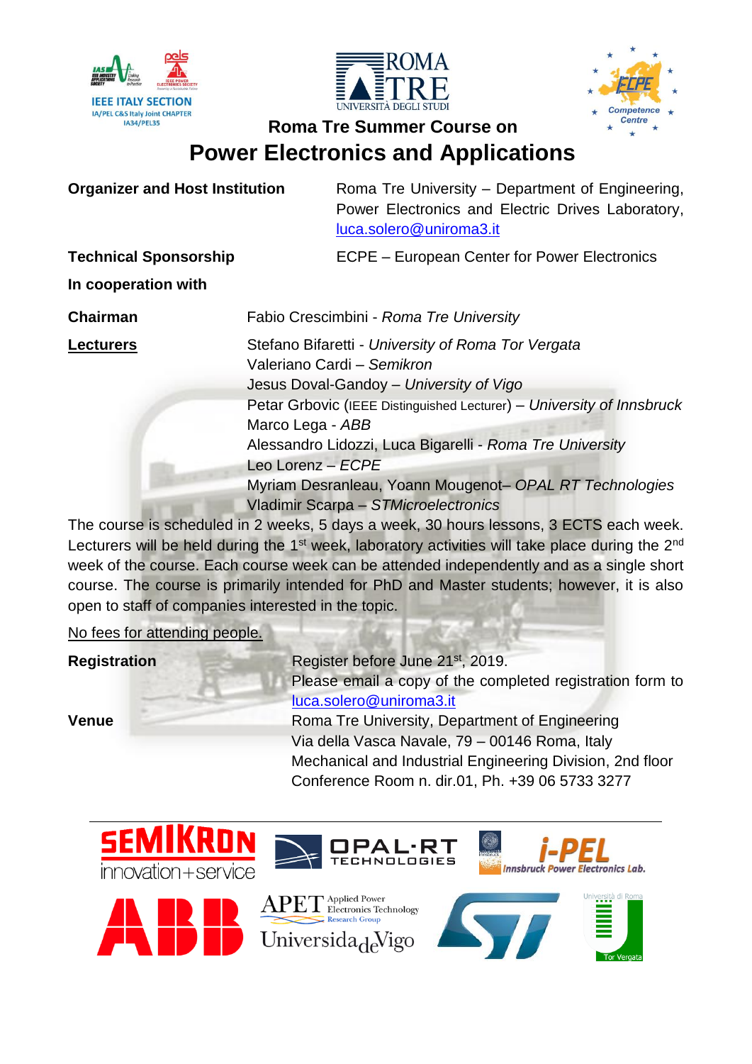# Roma Tre Summer Course on

# Power Electronics and Applications

**Organizer and Host Institution** Roma Tre University – Department of Engineering, Power Electronics and Electric Drives Laboratory, luca.solero@uniroma3.it

**Technical Sponsorship** ECPE – European Center for Power Electronics

**In cooperation with**

**Chairman** Fabio Crescimbini - *Roma Tre University*

**Lecturers**

Stefano Bifaretti - *University of Roma Tor Vergata*
Valeriano Cardi – *Semikron*
Jesus Doval-Gandoy – *University of Vigo*
Petar Grbovic (IEEE Distinguished Lecturer) – *University of Innsbruck*
Marco Lega - *ABB*
Alessandro Lidozzi, Luca Bigarelli - *Roma Tre University*
Leo Lorenz – *ECPE*
Myriam Desranleau, Yoann Mougenot– *OPAL RT Technologies*
Vladimir Scarpa – *STMicroelectronics*

The course is scheduled in 2 weeks, 5 days a week, 30 hours lessons, 3 ECTS each week. Lecturers will be held during the 1st week, laboratory activities will take place during the 2nd week of the course. Each course week can be attended independently and as a single short course. The course is primarily intended for PhD and Master students; however, it is also open to staff of companies interested in the topic.

No fees for attending people.

**Registration** Register before June 21st, 2019.
Please email a copy of the completed registration form to luca.solero@uniroma3.it

**Venue** Roma Tre University, Department of Engineering
Via della Vasca Navale, 79 – 00146 Roma, Italy
Mechanical and Industrial Engineering Division, 2nd floor
Conference Room n. dir.01, Ph. +39 06 5733 3277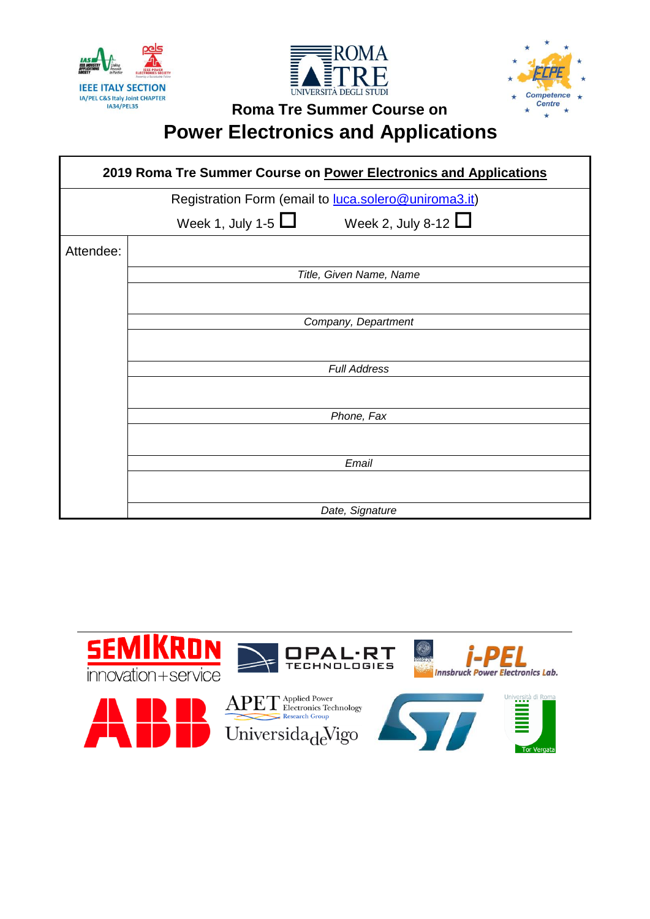Roma Tre Summer Course on

# Power Electronics and Applications

| 2019 Roma Tre Summer Course on Power Electronics and Applications | |
|---|---|
| Registration Form (email to luca.solero@uniroma3.it) | |
| Week 1, July 1-5 ☐ Week 2, July 8-12 ☐ | |
| Attendee: | |
| | *Title, Given Name, Name* |
| | |
| | *Company, Department* |
| | |
| | *Full Address* |
| | |
| | *Phone, Fax* |
| | |
| | *Email* |
| | |
| | *Date, Signature* |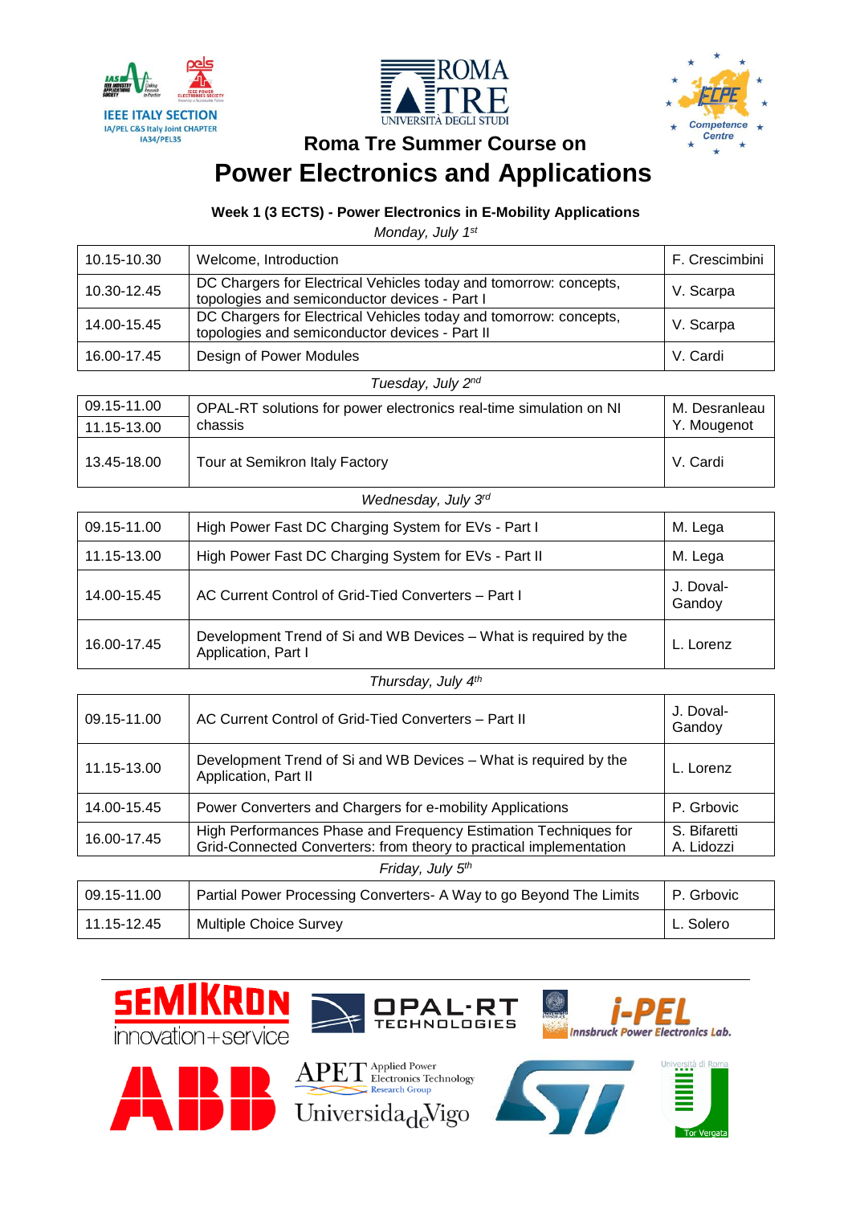## Roma Tre Summer Course on

# Power Electronics and Applications

### Week 1 (3 ECTS) - Power Electronics in E-Mobility Applications

*Monday, July 1st*

| | | |
|---|---|---|
| 10.15-10.30 | Welcome, Introduction | F. Crescimbini |
| 10.30-12.45 | DC Chargers for Electrical Vehicles today and tomorrow: concepts, topologies and semiconductor devices - Part I | V. Scarpa |
| 14.00-15.45 | DC Chargers for Electrical Vehicles today and tomorrow: concepts, topologies and semiconductor devices - Part II | V. Scarpa |
| 16.00-17.45 | Design of Power Modules | V. Cardi |

*Tuesday, July 2nd*

| | | |
|---|---|---|
| 09.15-11.00<br>11.15-13.00 | OPAL-RT solutions for power electronics real-time simulation on NI chassis | M. Desranleau<br>Y. Mougenot |
| 13.45-18.00 | Tour at Semikron Italy Factory | V. Cardi |

*Wednesday, July 3rd*

| | | |
|---|---|---|
| 09.15-11.00 | High Power Fast DC Charging System for EVs - Part I | M. Lega |
| 11.15-13.00 | High Power Fast DC Charging System for EVs - Part II | M. Lega |
| 14.00-15.45 | AC Current Control of Grid-Tied Converters – Part I | J. Doval-Gandoy |
| 16.00-17.45 | Development Trend of Si and WB Devices – What is required by the Application, Part I | L. Lorenz |

*Thursday, July 4th*

| | | |
|---|---|---|
| 09.15-11.00 | AC Current Control of Grid-Tied Converters – Part II | J. Doval-Gandoy |
| 11.15-13.00 | Development Trend of Si and WB Devices – What is required by the Application, Part II | L. Lorenz |
| 14.00-15.45 | Power Converters and Chargers for e-mobility Applications | P. Grbovic |
| 16.00-17.45 | High Performances Phase and Frequency Estimation Techniques for Grid-Connected Converters: from theory to practical implementation | S. Bifaretti<br>A. Lidozzi |

*Friday, July 5th*

| | | |
|---|---|---|
| 09.15-11.00 | Partial Power Processing Converters- A Way to go Beyond The Limits | P. Grbovic |
| 11.15-12.45 | Multiple Choice Survey | L. Solero |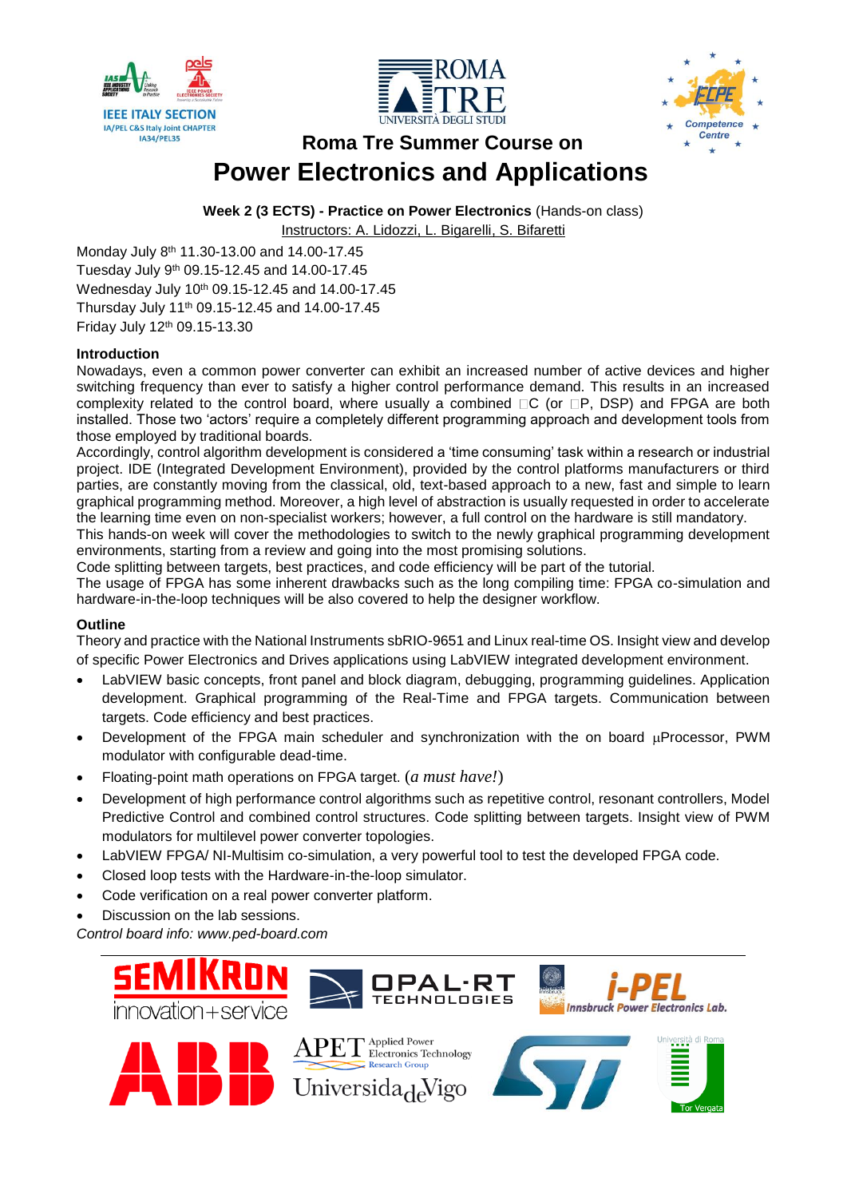# Roma Tre Summer Course on

# Power Electronics and Applications

**Week 2 (3 ECTS) - Practice on Power Electronics** (Hands-on class)

Instructors: A. Lidozzi, L. Bigarelli, S. Bifaretti

Monday July 8th 11.30-13.00 and 14.00-17.45
Tuesday July 9th 09.15-12.45 and 14.00-17.45
Wednesday July 10th 09.15-12.45 and 14.00-17.45
Thursday July 11th 09.15-12.45 and 14.00-17.45
Friday July 12th 09.15-13.30

### Introduction

Nowadays, even a common power converter can exhibit an increased number of active devices and higher switching frequency than ever to satisfy a higher control performance demand. This results in an increased complexity related to the control board, where usually a combined μC (or μP, DSP) and FPGA are both installed. Those two 'actors' require a completely different programming approach and development tools from those employed by traditional boards.

Accordingly, control algorithm development is considered a 'time consuming' task within a research or industrial project. IDE (Integrated Development Environment), provided by the control platforms manufacturers or third parties, are constantly moving from the classical, old, text-based approach to a new, fast and simple to learn graphical programming method. Moreover, a high level of abstraction is usually requested in order to accelerate the learning time even on non-specialist workers; however, a full control on the hardware is still mandatory.

This hands-on week will cover the methodologies to switch to the newly graphical programming development environments, starting from a review and going into the most promising solutions.

Code splitting between targets, best practices, and code efficiency will be part of the tutorial.

The usage of FPGA has some inherent drawbacks such as the long compiling time: FPGA co-simulation and hardware-in-the-loop techniques will be also covered to help the designer workflow.

### Outline

Theory and practice with the National Instruments sbRIO-9651 and Linux real-time OS. Insight view and develop of specific Power Electronics and Drives applications using LabVIEW integrated development environment.

- LabVIEW basic concepts, front panel and block diagram, debugging, programming guidelines. Application development. Graphical programming of the Real-Time and FPGA targets. Communication between targets. Code efficiency and best practices.
- Development of the FPGA main scheduler and synchronization with the on board μProcessor, PWM modulator with configurable dead-time.
- Floating-point math operations on FPGA target. (*a must have!*)
- Development of high performance control algorithms such as repetitive control, resonant controllers, Model Predictive Control and combined control structures. Code splitting between targets. Insight view of PWM modulators for multilevel power converter topologies.
- LabVIEW FPGA/ NI-Multisim co-simulation, a very powerful tool to test the developed FPGA code.
- Closed loop tests with the Hardware-in-the-loop simulator.
- Code verification on a real power converter platform.
- Discussion on the lab sessions.

*Control board info: www.ped-board.com*